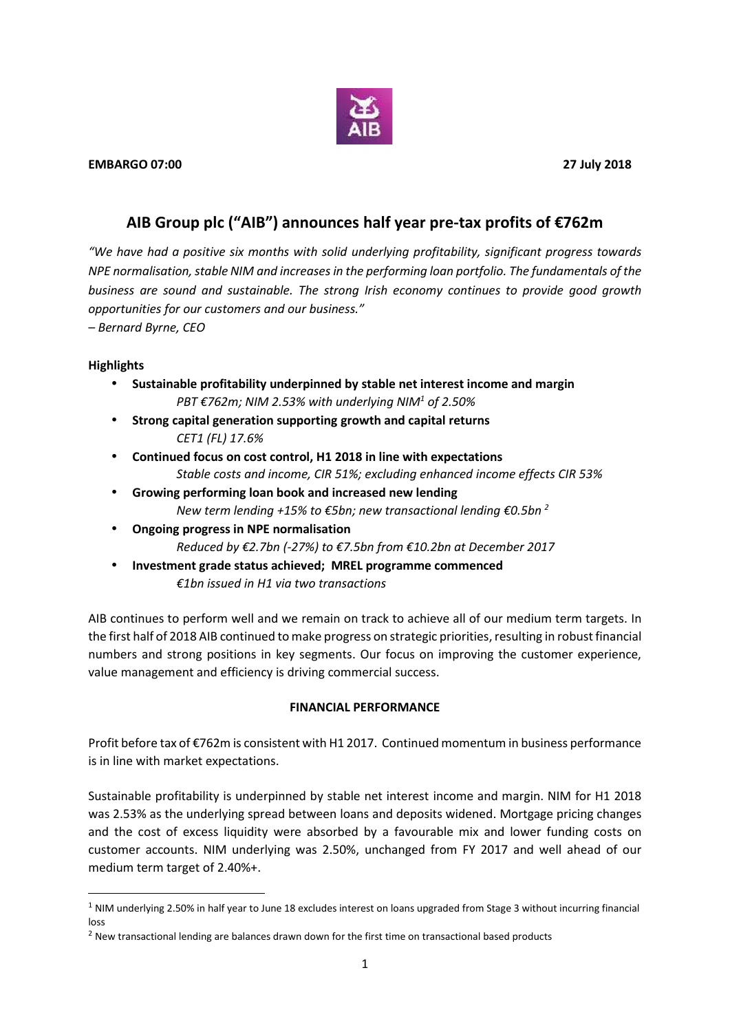**EMBARGO 07:00** **27 July 2018**

# AIB Group plc ("AIB") announces half year pre-tax profits of €762m

*"We have had a positive six months with solid underlying profitability, significant progress towards NPE normalisation, stable NIM and increases in the performing loan portfolio. The fundamentals of the business are sound and sustainable. The strong Irish economy continues to provide good growth opportunities for our customers and our business."*
*– Bernard Byrne, CEO*

**Highlights**

- **Sustainable profitability underpinned by stable net interest income and margin**
  *PBT €762m; NIM 2.53% with underlying NIM[1] of 2.50%*
- **Strong capital generation supporting growth and capital returns**
  *CET1 (FL) 17.6%*
- **Continued focus on cost control, H1 2018 in line with expectations**
  *Stable costs and income, CIR 51%; excluding enhanced income effects CIR 53%*
- **Growing performing loan book and increased new lending**
  *New term lending +15% to €5bn; new transactional lending €0.5bn [2]*
- **Ongoing progress in NPE normalisation**
  *Reduced by €2.7bn (-27%) to €7.5bn from €10.2bn at December 2017*
- **Investment grade status achieved; MREL programme commenced**
  *€1bn issued in H1 via two transactions*

AIB continues to perform well and we remain on track to achieve all of our medium term targets. In the first half of 2018 AIB continued to make progress on strategic priorities, resulting in robust financial numbers and strong positions in key segments. Our focus on improving the customer experience, value management and efficiency is driving commercial success.

## FINANCIAL PERFORMANCE

Profit before tax of €762m is consistent with H1 2017. Continued momentum in business performance is in line with market expectations.

Sustainable profitability is underpinned by stable net interest income and margin. NIM for H1 2018 was 2.53% as the underlying spread between loans and deposits widened. Mortgage pricing changes and the cost of excess liquidity were absorbed by a favourable mix and lower funding costs on customer accounts. NIM underlying was 2.50%, unchanged from FY 2017 and well ahead of our medium term target of 2.40%+.

---

[1] NIM underlying 2.50% in half year to June 18 excludes interest on loans upgraded from Stage 3 without incurring financial loss

[2] New transactional lending are balances drawn down for the first time on transactional based products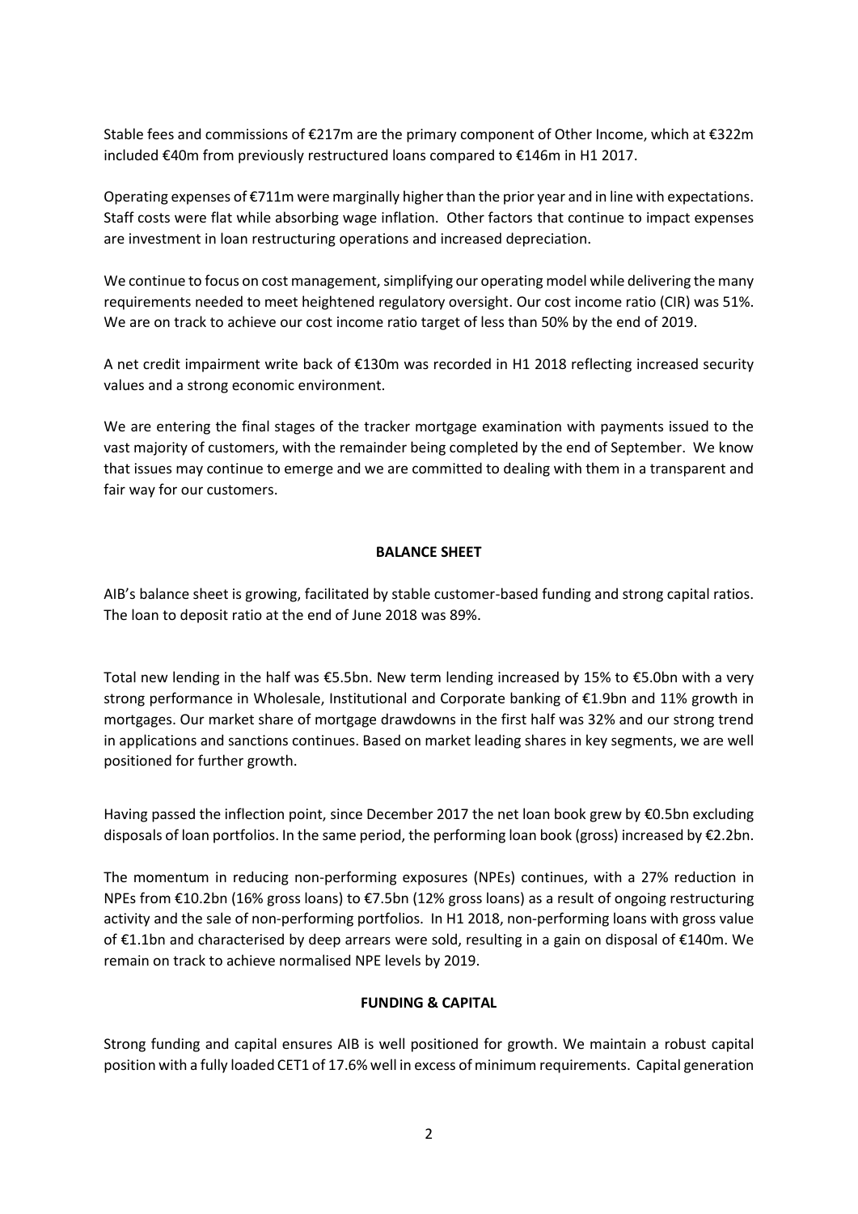Stable fees and commissions of €217m are the primary component of Other Income, which at €322m included €40m from previously restructured loans compared to €146m in H1 2017.

Operating expenses of €711m were marginally higher than the prior year and in line with expectations. Staff costs were flat while absorbing wage inflation. Other factors that continue to impact expenses are investment in loan restructuring operations and increased depreciation.

We continue to focus on cost management, simplifying our operating model while delivering the many requirements needed to meet heightened regulatory oversight. Our cost income ratio (CIR) was 51%. We are on track to achieve our cost income ratio target of less than 50% by the end of 2019.

A net credit impairment write back of €130m was recorded in H1 2018 reflecting increased security values and a strong economic environment.

We are entering the final stages of the tracker mortgage examination with payments issued to the vast majority of customers, with the remainder being completed by the end of September. We know that issues may continue to emerge and we are committed to dealing with them in a transparent and fair way for our customers.

## BALANCE SHEET

AIB's balance sheet is growing, facilitated by stable customer-based funding and strong capital ratios. The loan to deposit ratio at the end of June 2018 was 89%.

Total new lending in the half was €5.5bn. New term lending increased by 15% to €5.0bn with a very strong performance in Wholesale, Institutional and Corporate banking of €1.9bn and 11% growth in mortgages. Our market share of mortgage drawdowns in the first half was 32% and our strong trend in applications and sanctions continues. Based on market leading shares in key segments, we are well positioned for further growth.

Having passed the inflection point, since December 2017 the net loan book grew by €0.5bn excluding disposals of loan portfolios. In the same period, the performing loan book (gross) increased by €2.2bn.

The momentum in reducing non-performing exposures (NPEs) continues, with a 27% reduction in NPEs from €10.2bn (16% gross loans) to €7.5bn (12% gross loans) as a result of ongoing restructuring activity and the sale of non-performing portfolios. In H1 2018, non-performing loans with gross value of €1.1bn and characterised by deep arrears were sold, resulting in a gain on disposal of €140m. We remain on track to achieve normalised NPE levels by 2019.

## FUNDING & CAPITAL

Strong funding and capital ensures AIB is well positioned for growth. We maintain a robust capital position with a fully loaded CET1 of 17.6% well in excess of minimum requirements. Capital generation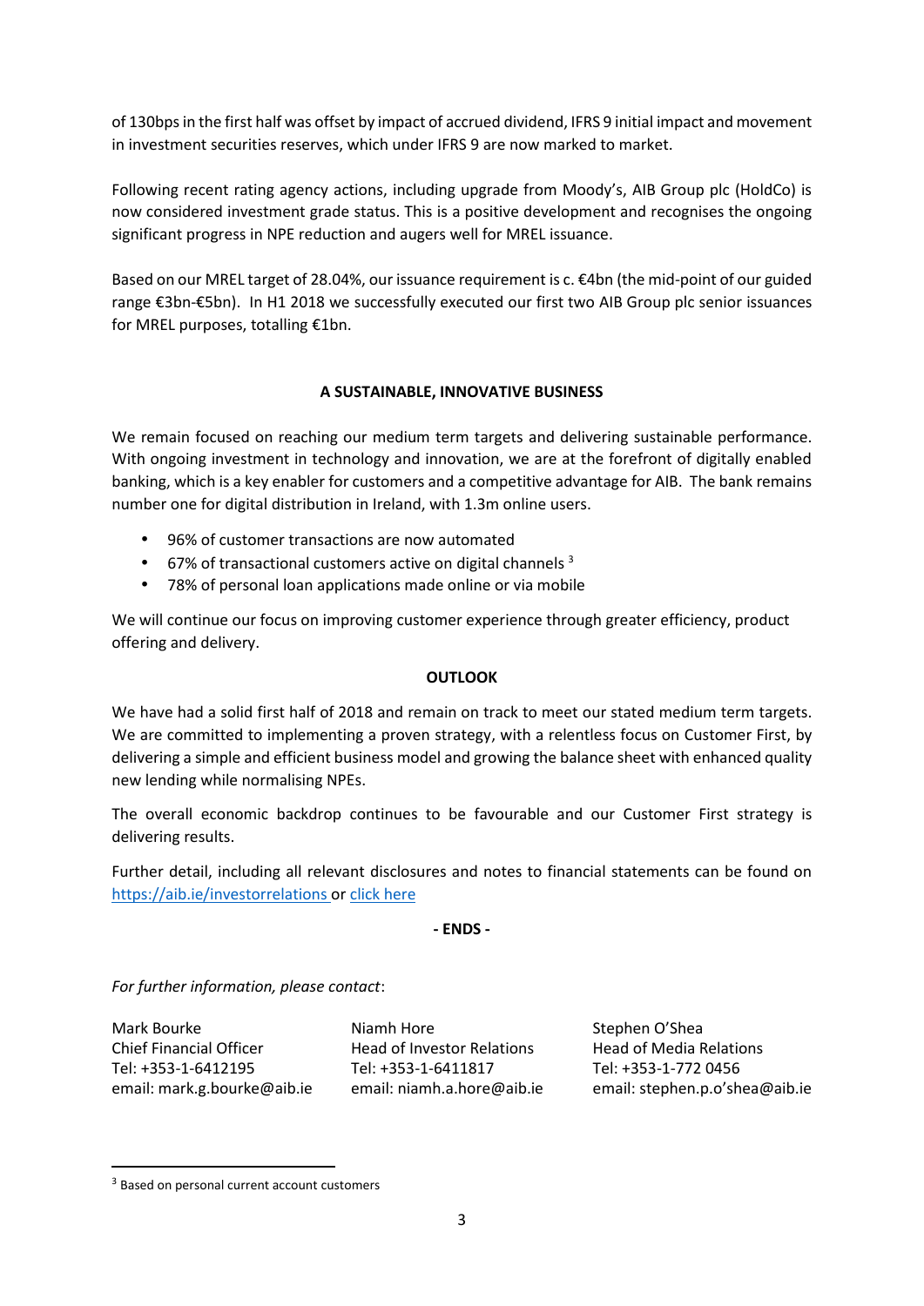of 130bps in the first half was offset by impact of accrued dividend, IFRS 9 initial impact and movement in investment securities reserves, which under IFRS 9 are now marked to market.

Following recent rating agency actions, including upgrade from Moody's, AIB Group plc (HoldCo) is now considered investment grade status. This is a positive development and recognises the ongoing significant progress in NPE reduction and augers well for MREL issuance.

Based on our MREL target of 28.04%, our issuance requirement is c. €4bn (the mid-point of our guided range €3bn-€5bn). In H1 2018 we successfully executed our first two AIB Group plc senior issuances for MREL purposes, totalling €1bn.

## A SUSTAINABLE, INNOVATIVE BUSINESS

We remain focused on reaching our medium term targets and delivering sustainable performance. With ongoing investment in technology and innovation, we are at the forefront of digitally enabled banking, which is a key enabler for customers and a competitive advantage for AIB. The bank remains number one for digital distribution in Ireland, with 1.3m online users.

- 96% of customer transactions are now automated
- 67% of transactional customers active on digital channels [3]
- 78% of personal loan applications made online or via mobile

We will continue our focus on improving customer experience through greater efficiency, product offering and delivery.

## OUTLOOK

We have had a solid first half of 2018 and remain on track to meet our stated medium term targets. We are committed to implementing a proven strategy, with a relentless focus on Customer First, by delivering a simple and efficient business model and growing the balance sheet with enhanced quality new lending while normalising NPEs.

The overall economic backdrop continues to be favourable and our Customer First strategy is delivering results.

Further detail, including all relevant disclosures and notes to financial statements can be found on https://aib.ie/investorrelations or click here

**- ENDS -**

*For further information, please contact*:

Mark Bourke
Chief Financial Officer
Tel: +353-1-6412195
email: mark.g.bourke@aib.ie

Niamh Hore
Head of Investor Relations
Tel: +353-1-6411817
email: niamh.a.hore@aib.ie

Stephen O'Shea
Head of Media Relations
Tel: +353-1-772 0456
email: stephen.p.o'shea@aib.ie

---

[3] Based on personal current account customers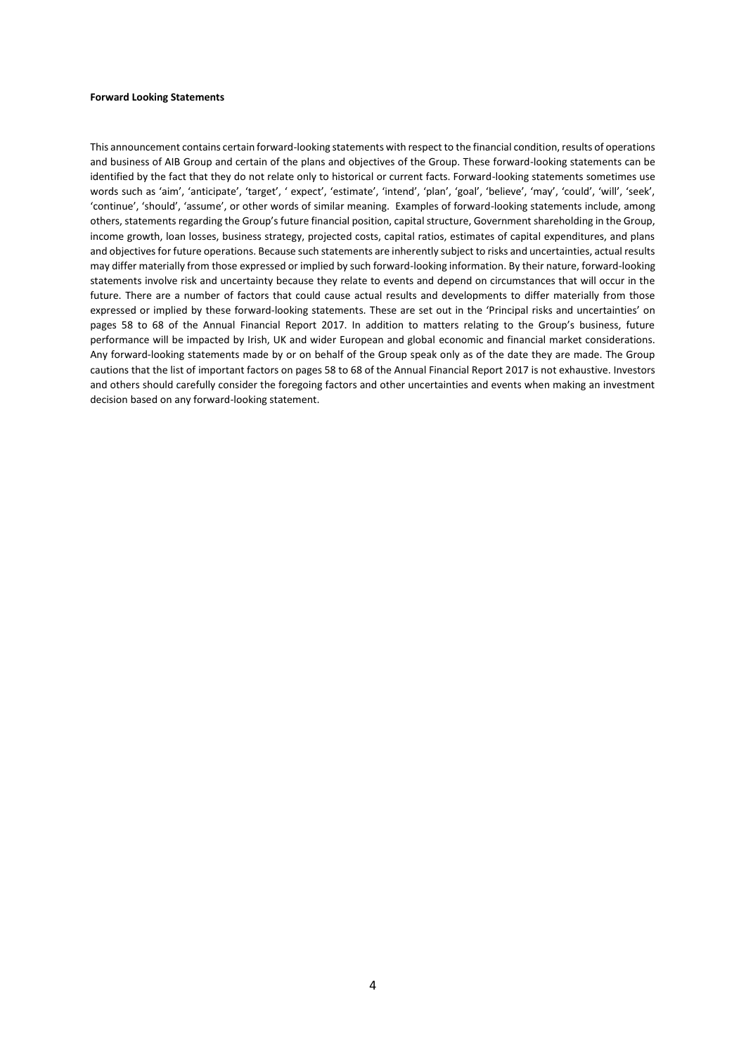**Forward Looking Statements**

This announcement contains certain forward-looking statements with respect to the financial condition, results of operations and business of AIB Group and certain of the plans and objectives of the Group. These forward-looking statements can be identified by the fact that they do not relate only to historical or current facts. Forward-looking statements sometimes use words such as 'aim', 'anticipate', 'target', ' expect', 'estimate', 'intend', 'plan', 'goal', 'believe', 'may', 'could', 'will', 'seek', 'continue', 'should', 'assume', or other words of similar meaning. Examples of forward-looking statements include, among others, statements regarding the Group's future financial position, capital structure, Government shareholding in the Group, income growth, loan losses, business strategy, projected costs, capital ratios, estimates of capital expenditures, and plans and objectives for future operations. Because such statements are inherently subject to risks and uncertainties, actual results may differ materially from those expressed or implied by such forward-looking information. By their nature, forward-looking statements involve risk and uncertainty because they relate to events and depend on circumstances that will occur in the future. There are a number of factors that could cause actual results and developments to differ materially from those expressed or implied by these forward-looking statements. These are set out in the 'Principal risks and uncertainties' on pages 58 to 68 of the Annual Financial Report 2017. In addition to matters relating to the Group's business, future performance will be impacted by Irish, UK and wider European and global economic and financial market considerations. Any forward-looking statements made by or on behalf of the Group speak only as of the date they are made. The Group cautions that the list of important factors on pages 58 to 68 of the Annual Financial Report 2017 is not exhaustive. Investors and others should carefully consider the foregoing factors and other uncertainties and events when making an investment decision based on any forward-looking statement.